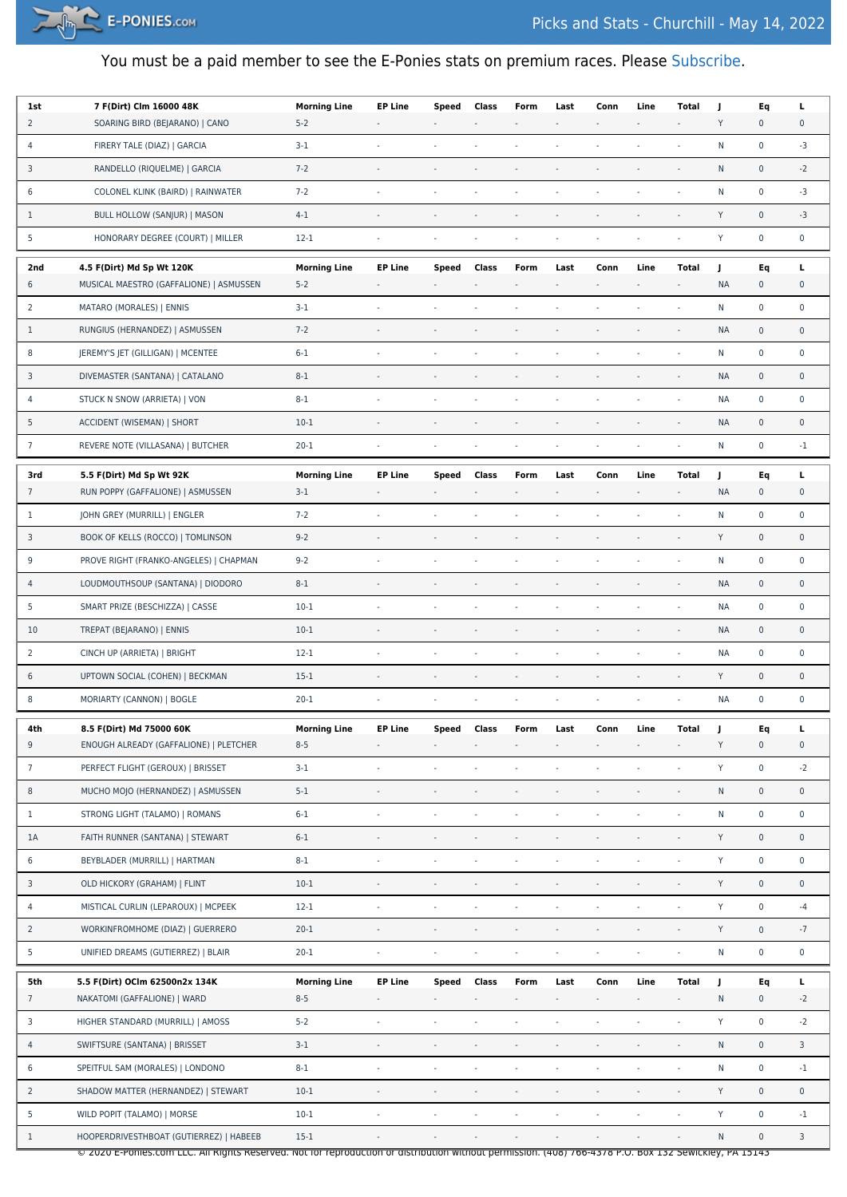# Picks and Stats - Churchill - May 14, 2022

You must be a paid member to see the E-Ponies stats on premium races. Please Subscribe.

| 1st | 7 F(Dirt) Clm 16000 48K | Morning Line | EP Line | Speed | Class | Form | Last | Conn | Line | Total | J | Eq | L |
|---|---|---|---|---|---|---|---|---|---|---|---|---|---|
| 2 | SOARING BIRD (BEJARANO) \| CANO | 5-2 | - | - | - | - | - | - | - | - | Y | 0 | 0 |
| 4 | FIRERY TALE (DIAZ) \| GARCIA | 3-1 | - | - | - | - | - | - | - | - | N | 0 | -3 |
| 3 | RANDELLO (RIQUELME) \| GARCIA | 7-2 | - | - | - | - | - | - | - | - | N | 0 | -2 |
| 6 | COLONEL KLINK (BAIRD) \| RAINWATER | 7-2 | - | - | - | - | - | - | - | - | N | 0 | -3 |
| 1 | BULL HOLLOW (SANJUR) \| MASON | 4-1 | - | - | - | - | - | - | - | - | Y | 0 | -3 |
| 5 | HONORARY DEGREE (COURT) \| MILLER | 12-1 | - | - | - | - | - | - | - | - | Y | 0 | 0 |

| 2nd | 4.5 F(Dirt) Md Sp Wt 120K | Morning Line | EP Line | Speed | Class | Form | Last | Conn | Line | Total | J | Eq | L |
|---|---|---|---|---|---|---|---|---|---|---|---|---|---|
| 6 | MUSICAL MAESTRO (GAFFALIONE) \| ASMUSSEN | 5-2 | - | - | - | - | - | - | - | - | NA | 0 | 0 |
| 2 | MATARO (MORALES) \| ENNIS | 3-1 | - | - | - | - | - | - | - | - | N | 0 | 0 |
| 1 | RUNGIUS (HERNANDEZ) \| ASMUSSEN | 7-2 | - | - | - | - | - | - | - | - | NA | 0 | 0 |
| 8 | JEREMY'S JET (GILLIGAN) \| MCENTEE | 6-1 | - | - | - | - | - | - | - | - | N | 0 | 0 |
| 3 | DIVEMASTER (SANTANA) \| CATALANO | 8-1 | - | - | - | - | - | - | - | - | NA | 0 | 0 |
| 4 | STUCK N SNOW (ARRIETA) \| VON | 8-1 | - | - | - | - | - | - | - | - | NA | 0 | 0 |
| 5 | ACCIDENT (WISEMAN) \| SHORT | 10-1 | - | - | - | - | - | - | - | - | NA | 0 | 0 |
| 7 | REVERE NOTE (VILLASANA) \| BUTCHER | 20-1 | - | - | - | - | - | - | - | - | N | 0 | -1 |

| 3rd | 5.5 F(Dirt) Md Sp Wt 92K | Morning Line | EP Line | Speed | Class | Form | Last | Conn | Line | Total | J | Eq | L |
|---|---|---|---|---|---|---|---|---|---|---|---|---|---|
| 7 | RUN POPPY (GAFFALIONE) \| ASMUSSEN | 3-1 | - | - | - | - | - | - | - | - | NA | 0 | 0 |
| 1 | JOHN GREY (MURRILL) \| ENGLER | 7-2 | - | - | - | - | - | - | - | - | N | 0 | 0 |
| 3 | BOOK OF KELLS (ROCCO) \| TOMLINSON | 9-2 | - | - | - | - | - | - | - | - | Y | 0 | 0 |
| 9 | PROVE RIGHT (FRANKO-ANGELES) \| CHAPMAN | 9-2 | - | - | - | - | - | - | - | - | N | 0 | 0 |
| 4 | LOUDMOUTHSOUP (SANTANA) \| DIODORO | 8-1 | - | - | - | - | - | - | - | - | NA | 0 | 0 |
| 5 | SMART PRIZE (BESCHIZZA) \| CASSE | 10-1 | - | - | - | - | - | - | - | - | NA | 0 | 0 |
| 10 | TREPAT (BEJARANO) \| ENNIS | 10-1 | - | - | - | - | - | - | - | - | NA | 0 | 0 |
| 2 | CINCH UP (ARRIETA) \| BRIGHT | 12-1 | - | - | - | - | - | - | - | - | NA | 0 | 0 |
| 6 | UPTOWN SOCIAL (COHEN) \| BECKMAN | 15-1 | - | - | - | - | - | - | - | - | Y | 0 | 0 |
| 8 | MORIARTY (CANNON) \| BOGLE | 20-1 | - | - | - | - | - | - | - | - | NA | 0 | 0 |

| 4th | 8.5 F(Dirt) Md 75000 60K | Morning Line | EP Line | Speed | Class | Form | Last | Conn | Line | Total | J | Eq | L |
|---|---|---|---|---|---|---|---|---|---|---|---|---|---|
| 9 | ENOUGH ALREADY (GAFFALIONE) \| PLETCHER | 8-5 | - | - | - | - | - | - | - | - | Y | 0 | 0 |
| 7 | PERFECT FLIGHT (GEROUX) \| BRISSET | 3-1 | - | - | - | - | - | - | - | - | Y | 0 | -2 |
| 8 | MUCHO MOJO (HERNANDEZ) \| ASMUSSEN | 5-1 | - | - | - | - | - | - | - | - | N | 0 | 0 |
| 1 | STRONG LIGHT (TALAMO) \| ROMANS | 6-1 | - | - | - | - | - | - | - | - | N | 0 | 0 |
| 1A | FAITH RUNNER (SANTANA) \| STEWART | 6-1 | - | - | - | - | - | - | - | - | Y | 0 | 0 |
| 6 | BEYBLADER (MURRILL) \| HARTMAN | 8-1 | - | - | - | - | - | - | - | - | Y | 0 | 0 |
| 3 | OLD HICKORY (GRAHAM) \| FLINT | 10-1 | - | - | - | - | - | - | - | - | Y | 0 | 0 |
| 4 | MISTICAL CURLIN (LEPAROUX) \| MCPEEK | 12-1 | - | - | - | - | - | - | - | - | Y | 0 | -4 |
| 2 | WORKINFROMHOME (DIAZ) \| GUERRERO | 20-1 | - | - | - | - | - | - | - | - | Y | 0 | -7 |
| 5 | UNIFIED DREAMS (GUTIERREZ) \| BLAIR | 20-1 | - | - | - | - | - | - | - | - | N | 0 | 0 |

| 5th | 5.5 F(Dirt) OClm 62500n2x 134K | Morning Line | EP Line | Speed | Class | Form | Last | Conn | Line | Total | J | Eq | L |
|---|---|---|---|---|---|---|---|---|---|---|---|---|---|
| 7 | NAKATOMI (GAFFALIONE) \| WARD | 8-5 | - | - | - | - | - | - | - | - | N | 0 | -2 |
| 3 | HIGHER STANDARD (MURRILL) \| AMOSS | 5-2 | - | - | - | - | - | - | - | - | Y | 0 | -2 |
| 4 | SWIFTSURE (SANTANA) \| BRISSET | 3-1 | - | - | - | - | - | - | - | - | N | 0 | 3 |
| 6 | SPEITFUL SAM (MORALES) \| LONDONO | 8-1 | - | - | - | - | - | - | - | - | N | 0 | -1 |
| 2 | SHADOW MATTER (HERNANDEZ) \| STEWART | 10-1 | - | - | - | - | - | - | - | - | Y | 0 | 0 |
| 5 | WILD POPIT (TALAMO) \| MORSE | 10-1 | - | - | - | - | - | - | - | - | Y | 0 | -1 |
| 1 | HOOPERDRIVESTHBOAT (GUTIERREZ) \| HABEEB | 15-1 | - | - | - | - | - | - | - | - | N | 0 | 3 |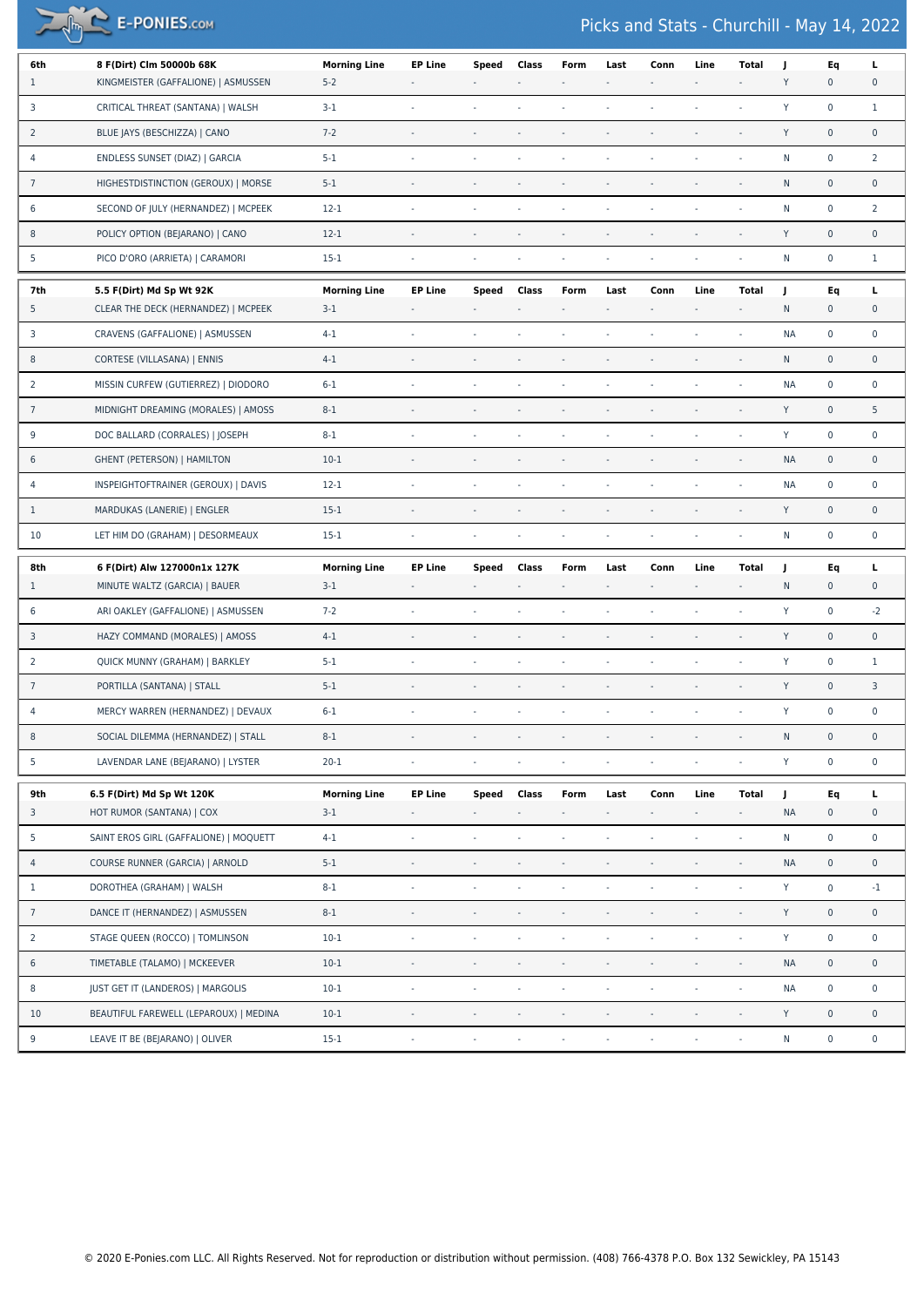| 6th | 8 F(Dirt) Clm 50000b 68K | Morning Line | EP Line | Speed | Class | Form | Last | Conn | Line | Total | J | Eq | L |
|---|---|---|---|---|---|---|---|---|---|---|---|---|---|
| 1 | KINGMEISTER (GAFFALIONE) \| ASMUSSEN | 5-2 | - | - | - | - | - | - | - | - | Y | 0 | 0 |
| 3 | CRITICAL THREAT (SANTANA) \| WALSH | 3-1 | - | - | - | - | - | - | - | - | Y | 0 | 1 |
| 2 | BLUE JAYS (BESCHIZZA) \| CANO | 7-2 | - | - | - | - | - | - | - | - | Y | 0 | 0 |
| 4 | ENDLESS SUNSET (DIAZ) \| GARCIA | 5-1 | - | - | - | - | - | - | - | - | N | 0 | 2 |
| 7 | HIGHESTDISTINCTION (GEROUX) \| MORSE | 5-1 | - | - | - | - | - | - | - | - | N | 0 | 0 |
| 6 | SECOND OF JULY (HERNANDEZ) \| MCPEEK | 12-1 | - | - | - | - | - | - | - | - | N | 0 | 2 |
| 8 | POLICY OPTION (BEJARANO) \| CANO | 12-1 | - | - | - | - | - | - | - | - | Y | 0 | 0 |
| 5 | PICO D'ORO (ARRIETA) \| CARAMORI | 15-1 | - | - | - | - | - | - | - | - | N | 0 | 1 |

| 7th | 5.5 F(Dirt) Md Sp Wt 92K | Morning Line | EP Line | Speed | Class | Form | Last | Conn | Line | Total | J | Eq | L |
|---|---|---|---|---|---|---|---|---|---|---|---|---|---|
| 5 | CLEAR THE DECK (HERNANDEZ) \| MCPEEK | 3-1 | - | - | - | - | - | - | - | - | N | 0 | 0 |
| 3 | CRAVENS (GAFFALIONE) \| ASMUSSEN | 4-1 | - | - | - | - | - | - | - | - | NA | 0 | 0 |
| 8 | CORTESE (VILLASANA) \| ENNIS | 4-1 | - | - | - | - | - | - | - | - | N | 0 | 0 |
| 2 | MISSIN CURFEW (GUTIERREZ) \| DIODORO | 6-1 | - | - | - | - | - | - | - | - | NA | 0 | 0 |
| 7 | MIDNIGHT DREAMING (MORALES) \| AMOSS | 8-1 | - | - | - | - | - | - | - | - | Y | 0 | 5 |
| 9 | DOC BALLARD (CORRALES) \| JOSEPH | 8-1 | - | - | - | - | - | - | - | - | Y | 0 | 0 |
| 6 | GHENT (PETERSON) \| HAMILTON | 10-1 | - | - | - | - | - | - | - | - | NA | 0 | 0 |
| 4 | INSPEIGHTOFTRAINER (GEROUX) \| DAVIS | 12-1 | - | - | - | - | - | - | - | - | NA | 0 | 0 |
| 1 | MARDUKAS (LANERIE) \| ENGLER | 15-1 | - | - | - | - | - | - | - | - | Y | 0 | 0 |
| 10 | LET HIM DO (GRAHAM) \| DESORMEAUX | 15-1 | - | - | - | - | - | - | - | - | N | 0 | 0 |

| 8th | 6 F(Dirt) Alw 127000n1x 127K | Morning Line | EP Line | Speed | Class | Form | Last | Conn | Line | Total | J | Eq | L |
|---|---|---|---|---|---|---|---|---|---|---|---|---|---|
| 1 | MINUTE WALTZ (GARCIA) \| BAUER | 3-1 | - | - | - | - | - | - | - | - | N | 0 | 0 |
| 6 | ARI OAKLEY (GAFFALIONE) \| ASMUSSEN | 7-2 | - | - | - | - | - | - | - | - | Y | 0 | -2 |
| 3 | HAZY COMMAND (MORALES) \| AMOSS | 4-1 | - | - | - | - | - | - | - | - | Y | 0 | 0 |
| 2 | QUICK MUNNY (GRAHAM) \| BARKLEY | 5-1 | - | - | - | - | - | - | - | - | Y | 0 | 1 |
| 7 | PORTILLA (SANTANA) \| STALL | 5-1 | - | - | - | - | - | - | - | - | Y | 0 | 3 |
| 4 | MERCY WARREN (HERNANDEZ) \| DEVAUX | 6-1 | - | - | - | - | - | - | - | - | Y | 0 | 0 |
| 8 | SOCIAL DILEMMA (HERNANDEZ) \| STALL | 8-1 | - | - | - | - | - | - | - | - | N | 0 | 0 |
| 5 | LAVENDAR LANE (BEJARANO) \| LYSTER | 20-1 | - | - | - | - | - | - | - | - | Y | 0 | 0 |

| 9th | 6.5 F(Dirt) Md Sp Wt 120K | Morning Line | EP Line | Speed | Class | Form | Last | Conn | Line | Total | J | Eq | L |
|---|---|---|---|---|---|---|---|---|---|---|---|---|---|
| 3 | HOT RUMOR (SANTANA) \| COX | 3-1 | - | - | - | - | - | - | - | - | NA | 0 | 0 |
| 5 | SAINT EROS GIRL (GAFFALIONE) \| MOQUETT | 4-1 | - | - | - | - | - | - | - | - | N | 0 | 0 |
| 4 | COURSE RUNNER (GARCIA) \| ARNOLD | 5-1 | - | - | - | - | - | - | - | - | NA | 0 | 0 |
| 1 | DOROTHEA (GRAHAM) \| WALSH | 8-1 | - | - | - | - | - | - | - | - | Y | 0 | -1 |
| 7 | DANCE IT (HERNANDEZ) \| ASMUSSEN | 8-1 | - | - | - | - | - | - | - | - | Y | 0 | 0 |
| 2 | STAGE QUEEN (ROCCO) \| TOMLINSON | 10-1 | - | - | - | - | - | - | - | - | Y | 0 | 0 |
| 6 | TIMETABLE (TALAMO) \| MCKEEVER | 10-1 | - | - | - | - | - | - | - | - | NA | 0 | 0 |
| 8 | JUST GET IT (LANDEROS) \| MARGOLIS | 10-1 | - | - | - | - | - | - | - | - | NA | 0 | 0 |
| 10 | BEAUTIFUL FAREWELL (LEPAROUX) \| MEDINA | 10-1 | - | - | - | - | - | - | - | - | Y | 0 | 0 |
| 9 | LEAVE IT BE (BEJARANO) \| OLIVER | 15-1 | - | - | - | - | - | - | - | - | N | 0 | 0 |